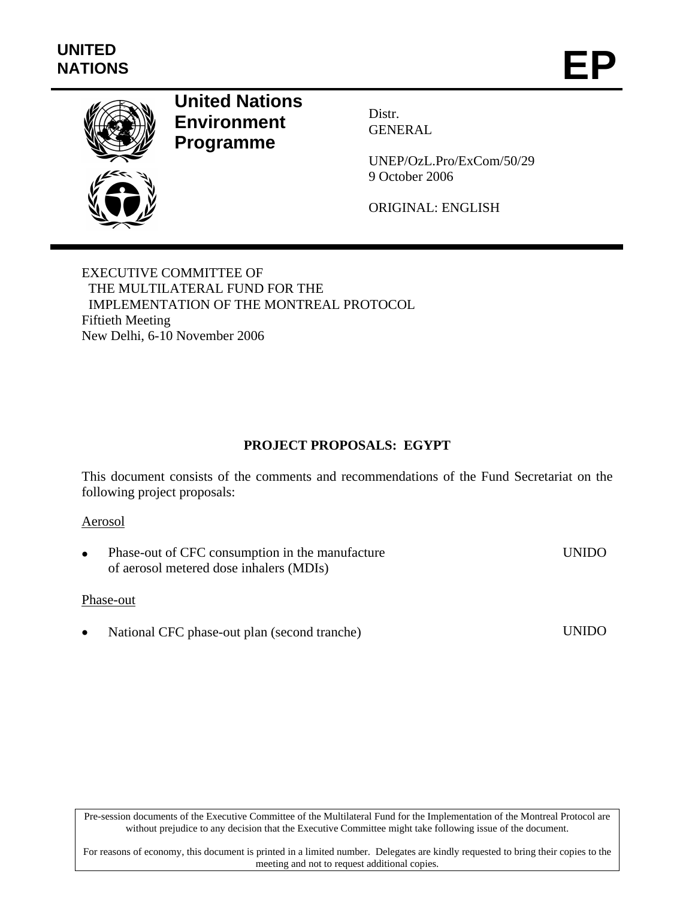UNITED NATIONS

**EP**

# United Nations Environment Programme

Distr.
GENERAL

UNEP/OzL.Pro/ExCom/50/29
9 October 2006

ORIGINAL: ENGLISH

EXECUTIVE COMMITTEE OF
THE MULTILATERAL FUND FOR THE
IMPLEMENTATION OF THE MONTREAL PROTOCOL
Fiftieth Meeting
New Delhi, 6-10 November 2006

## PROJECT PROPOSALS: EGYPT

This document consists of the comments and recommendations of the Fund Secretariat on the following project proposals:

Aerosol

- Phase-out of CFC consumption in the manufacture of aerosol metered dose inhalers (MDIs) — UNIDO

Phase-out

- National CFC phase-out plan (second tranche) — UNIDO

Pre-session documents of the Executive Committee of the Multilateral Fund for the Implementation of the Montreal Protocol are without prejudice to any decision that the Executive Committee might take following issue of the document.

For reasons of economy, this document is printed in a limited number. Delegates are kindly requested to bring their copies to the meeting and not to request additional copies.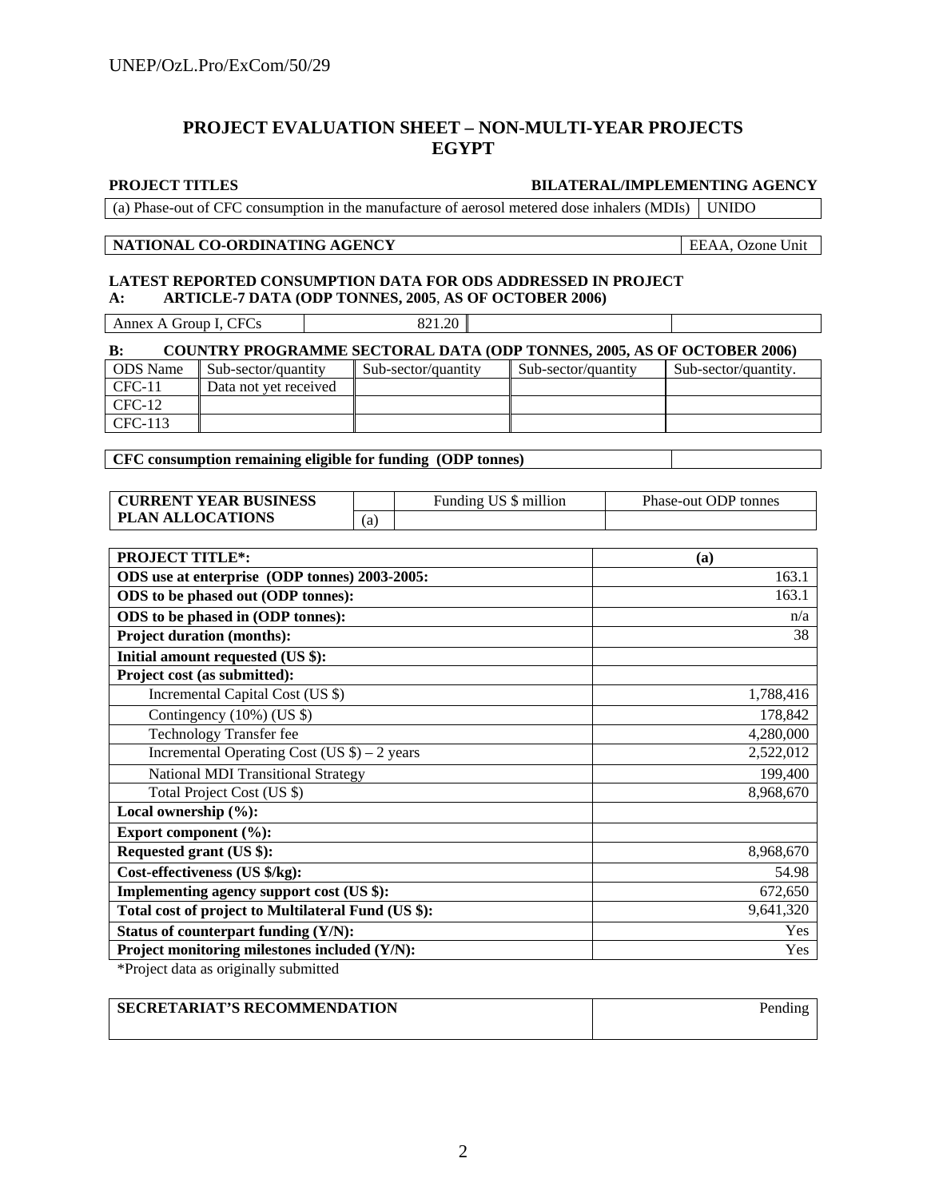## PROJECT EVALUATION SHEET – NON-MULTI-YEAR PROJECTS
## EGYPT

| PROJECT TITLES | BILATERAL/IMPLEMENTING AGENCY |
|---|---|
| (a) Phase-out of CFC consumption in the manufacture of aerosol metered dose inhalers (MDIs) | UNIDO |

| NATIONAL CO-ORDINATING AGENCY | EEAA, Ozone Unit |
|---|---|

**LATEST REPORTED CONSUMPTION DATA FOR ODS ADDRESSED IN PROJECT**

**A: ARTICLE-7 DATA (ODP TONNES, 2005, AS OF OCTOBER 2006)**

| Annex A Group I, CFCs | 821.20 | | |
|---|---|---|---|

**B: COUNTRY PROGRAMME SECTORAL DATA (ODP TONNES, 2005, AS OF OCTOBER 2006)**

| ODS Name | Sub-sector/quantity | Sub-sector/quantity | Sub-sector/quantity | Sub-sector/quantity. |
|---|---|---|---|---|
| CFC-11 | Data not yet received | | | |
| CFC-12 | | | | |
| CFC-113 | | | | |

| CFC consumption remaining eligible for funding (ODP tonnes) | |
|---|---|

| CURRENT YEAR BUSINESS PLAN ALLOCATIONS | | Funding US $ million | Phase-out ODP tonnes |
|---|---|---|---|
| | (a) | | |

| PROJECT TITLE*: | (a) |
|---|---|
| **ODS use at enterprise (ODP tonnes) 2003-2005:** | 163.1 |
| **ODS to be phased out (ODP tonnes):** | 163.1 |
| **ODS to be phased in (ODP tonnes):** | n/a |
| **Project duration (months):** | 38 |
| **Initial amount requested (US $):** | |
| **Project cost (as submitted):** | |
| Incremental Capital Cost (US $) | 1,788,416 |
| Contingency (10%) (US $) | 178,842 |
| Technology Transfer fee | 4,280,000 |
| Incremental Operating Cost (US $) – 2 years | 2,522,012 |
| National MDI Transitional Strategy | 199,400 |
| Total Project Cost (US $) | 8,968,670 |
| **Local ownership (%):** | |
| **Export component (%):** | |
| **Requested grant (US $):** | 8,968,670 |
| **Cost-effectiveness (US $/kg):** | 54.98 |
| **Implementing agency support cost (US $):** | 672,650 |
| **Total cost of project to Multilateral Fund (US $):** | 9,641,320 |
| **Status of counterpart funding (Y/N):** | Yes |
| **Project monitoring milestones included (Y/N):** | Yes |

*Project data as originally submitted

| SECRETARIAT'S RECOMMENDATION | Pending |
|---|---|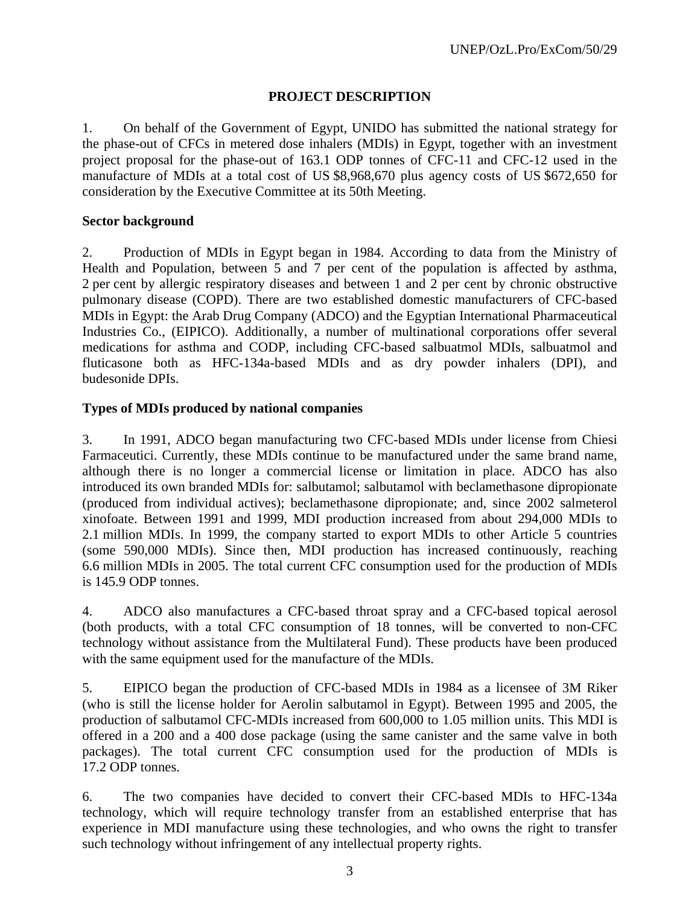## PROJECT DESCRIPTION

1. On behalf of the Government of Egypt, UNIDO has submitted the national strategy for the phase-out of CFCs in metered dose inhalers (MDIs) in Egypt, together with an investment project proposal for the phase-out of 163.1 ODP tonnes of CFC-11 and CFC-12 used in the manufacture of MDIs at a total cost of US $8,968,670 plus agency costs of US $672,650 for consideration by the Executive Committee at its 50th Meeting.

### Sector background

2. Production of MDIs in Egypt began in 1984. According to data from the Ministry of Health and Population, between 5 and 7 per cent of the population is affected by asthma, 2 per cent by allergic respiratory diseases and between 1 and 2 per cent by chronic obstructive pulmonary disease (COPD). There are two established domestic manufacturers of CFC-based MDIs in Egypt: the Arab Drug Company (ADCO) and the Egyptian International Pharmaceutical Industries Co., (EIPICO). Additionally, a number of multinational corporations offer several medications for asthma and CODP, including CFC-based salbuatmol MDIs, salbuatmol and fluticasone both as HFC-134a-based MDIs and as dry powder inhalers (DPI), and budesonide DPIs.

### Types of MDIs produced by national companies

3. In 1991, ADCO began manufacturing two CFC-based MDIs under license from Chiesi Farmaceutici. Currently, these MDIs continue to be manufactured under the same brand name, although there is no longer a commercial license or limitation in place. ADCO has also introduced its own branded MDIs for: salbutamol; salbutamol with beclamethasone dipropionate (produced from individual actives); beclamethasone dipropionate; and, since 2002 salmeterol xinofoate. Between 1991 and 1999, MDI production increased from about 294,000 MDIs to 2.1 million MDIs. In 1999, the company started to export MDIs to other Article 5 countries (some 590,000 MDIs). Since then, MDI production has increased continuously, reaching 6.6 million MDIs in 2005. The total current CFC consumption used for the production of MDIs is 145.9 ODP tonnes.

4. ADCO also manufactures a CFC-based throat spray and a CFC-based topical aerosol (both products, with a total CFC consumption of 18 tonnes, will be converted to non-CFC technology without assistance from the Multilateral Fund). These products have been produced with the same equipment used for the manufacture of the MDIs.

5. EIPICO began the production of CFC-based MDIs in 1984 as a licensee of 3M Riker (who is still the license holder for Aerolin salbutamol in Egypt). Between 1995 and 2005, the production of salbutamol CFC-MDIs increased from 600,000 to 1.05 million units. This MDI is offered in a 200 and a 400 dose package (using the same canister and the same valve in both packages). The total current CFC consumption used for the production of MDIs is 17.2 ODP tonnes.

6. The two companies have decided to convert their CFC-based MDIs to HFC-134a technology, which will require technology transfer from an established enterprise that has experience in MDI manufacture using these technologies, and who owns the right to transfer such technology without infringement of any intellectual property rights.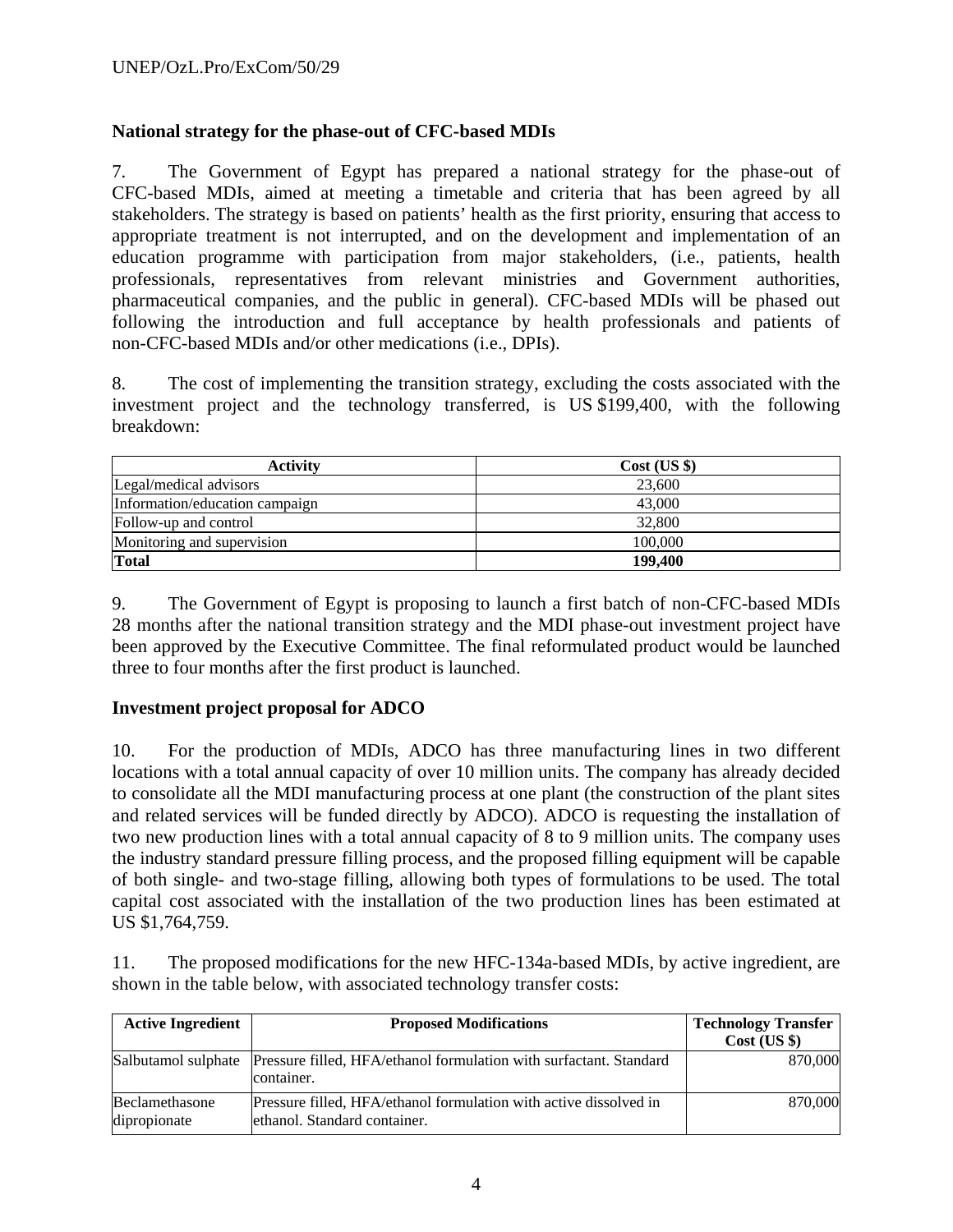**National strategy for the phase-out of CFC-based MDIs**

7. The Government of Egypt has prepared a national strategy for the phase-out of CFC-based MDIs, aimed at meeting a timetable and criteria that has been agreed by all stakeholders. The strategy is based on patients' health as the first priority, ensuring that access to appropriate treatment is not interrupted, and on the development and implementation of an education programme with participation from major stakeholders, (i.e., patients, health professionals, representatives from relevant ministries and Government authorities, pharmaceutical companies, and the public in general). CFC-based MDIs will be phased out following the introduction and full acceptance by health professionals and patients of non-CFC-based MDIs and/or other medications (i.e., DPIs).

8. The cost of implementing the transition strategy, excluding the costs associated with the investment project and the technology transferred, is US $199,400, with the following breakdown:

| Activity | Cost (US $) |
|---|---|
| Legal/medical advisors | 23,600 |
| Information/education campaign | 43,000 |
| Follow-up and control | 32,800 |
| Monitoring and supervision | 100,000 |
| **Total** | **199,400** |

9. The Government of Egypt is proposing to launch a first batch of non-CFC-based MDIs 28 months after the national transition strategy and the MDI phase-out investment project have been approved by the Executive Committee. The final reformulated product would be launched three to four months after the first product is launched.

**Investment project proposal for ADCO**

10. For the production of MDIs, ADCO has three manufacturing lines in two different locations with a total annual capacity of over 10 million units. The company has already decided to consolidate all the MDI manufacturing process at one plant (the construction of the plant sites and related services will be funded directly by ADCO). ADCO is requesting the installation of two new production lines with a total annual capacity of 8 to 9 million units. The company uses the industry standard pressure filling process, and the proposed filling equipment will be capable of both single- and two-stage filling, allowing both types of formulations to be used. The total capital cost associated with the installation of the two production lines has been estimated at US $1,764,759.

11. The proposed modifications for the new HFC-134a-based MDIs, by active ingredient, are shown in the table below, with associated technology transfer costs:

| Active Ingredient | Proposed Modifications | Technology Transfer Cost (US $) |
|---|---|---|
| Salbutamol sulphate | Pressure filled, HFA/ethanol formulation with surfactant. Standard container. | 870,000 |
| Beclamethasone dipropionate | Pressure filled, HFA/ethanol formulation with active dissolved in ethanol. Standard container. | 870,000 |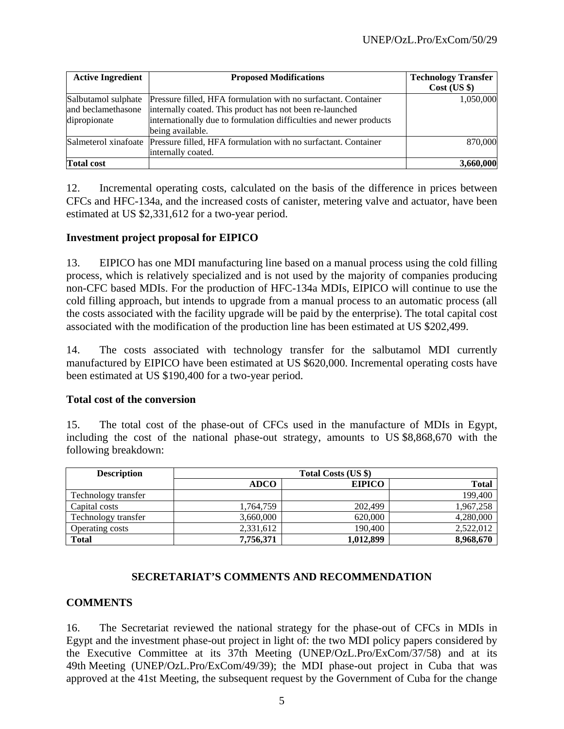| Active Ingredient | Proposed Modifications | Technology Transfer Cost (US $) |
|---|---|---|
| Salbutamol sulphate and beclamethasone dipropionate | Pressure filled, HFA formulation with no surfactant. Container internally coated. This product has not been re-launched internationally due to formulation difficulties and newer products being available. | 1,050,000 |
| Salmeterol xinafoate | Pressure filled, HFA formulation with no surfactant. Container internally coated. | 870,000 |
| **Total cost** | | **3,660,000** |

12. Incremental operating costs, calculated on the basis of the difference in prices between CFCs and HFC-134a, and the increased costs of canister, metering valve and actuator, have been estimated at US $2,331,612 for a two-year period.

### Investment project proposal for EIPICO

13. EIPICO has one MDI manufacturing line based on a manual process using the cold filling process, which is relatively specialized and is not used by the majority of companies producing non-CFC based MDIs. For the production of HFC-134a MDIs, EIPICO will continue to use the cold filling approach, but intends to upgrade from a manual process to an automatic process (all the costs associated with the facility upgrade will be paid by the enterprise). The total capital cost associated with the modification of the production line has been estimated at US $202,499.

14. The costs associated with technology transfer for the salbutamol MDI currently manufactured by EIPICO have been estimated at US $620,000. Incremental operating costs have been estimated at US $190,400 for a two-year period.

### Total cost of the conversion

15. The total cost of the phase-out of CFCs used in the manufacture of MDIs in Egypt, including the cost of the national phase-out strategy, amounts to US $8,868,670 with the following breakdown:

| Description | Total Costs (US $) | | |
|---|---|---|---|
| | ADCO | EIPICO | Total |
| Technology transfer | | | 199,400 |
| Capital costs | 1,764,759 | 202,499 | 1,967,258 |
| Technology transfer | 3,660,000 | 620,000 | 4,280,000 |
| Operating costs | 2,331,612 | 190,400 | 2,522,012 |
| **Total** | **7,756,371** | **1,012,899** | **8,968,670** |

## SECRETARIAT'S COMMENTS AND RECOMMENDATION

### COMMENTS

16. The Secretariat reviewed the national strategy for the phase-out of CFCs in MDIs in Egypt and the investment phase-out project in light of: the two MDI policy papers considered by the Executive Committee at its 37th Meeting (UNEP/OzL.Pro/ExCom/37/58) and at its 49th Meeting (UNEP/OzL.Pro/ExCom/49/39); the MDI phase-out project in Cuba that was approved at the 41st Meeting, the subsequent request by the Government of Cuba for the change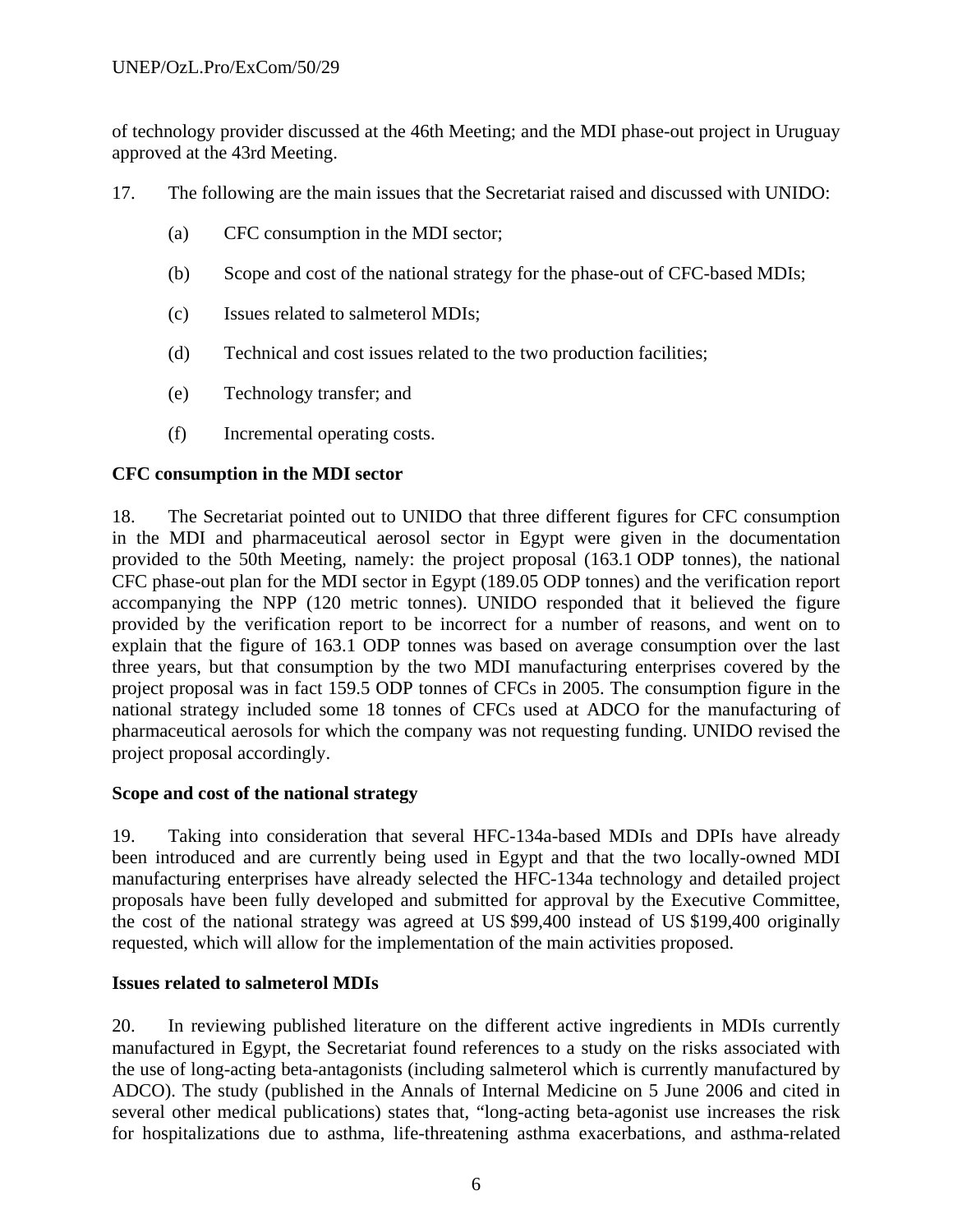of technology provider discussed at the 46th Meeting; and the MDI phase-out project in Uruguay approved at the 43rd Meeting.

17. The following are the main issues that the Secretariat raised and discussed with UNIDO:

(a) CFC consumption in the MDI sector;

(b) Scope and cost of the national strategy for the phase-out of CFC-based MDIs;

(c) Issues related to salmeterol MDIs;

(d) Technical and cost issues related to the two production facilities;

(e) Technology transfer; and

(f) Incremental operating costs.

**CFC consumption in the MDI sector**

18. The Secretariat pointed out to UNIDO that three different figures for CFC consumption in the MDI and pharmaceutical aerosol sector in Egypt were given in the documentation provided to the 50th Meeting, namely: the project proposal (163.1 ODP tonnes), the national CFC phase-out plan for the MDI sector in Egypt (189.05 ODP tonnes) and the verification report accompanying the NPP (120 metric tonnes). UNIDO responded that it believed the figure provided by the verification report to be incorrect for a number of reasons, and went on to explain that the figure of 163.1 ODP tonnes was based on average consumption over the last three years, but that consumption by the two MDI manufacturing enterprises covered by the project proposal was in fact 159.5 ODP tonnes of CFCs in 2005. The consumption figure in the national strategy included some 18 tonnes of CFCs used at ADCO for the manufacturing of pharmaceutical aerosols for which the company was not requesting funding. UNIDO revised the project proposal accordingly.

**Scope and cost of the national strategy**

19. Taking into consideration that several HFC-134a-based MDIs and DPIs have already been introduced and are currently being used in Egypt and that the two locally-owned MDI manufacturing enterprises have already selected the HFC-134a technology and detailed project proposals have been fully developed and submitted for approval by the Executive Committee, the cost of the national strategy was agreed at US $99,400 instead of US $199,400 originally requested, which will allow for the implementation of the main activities proposed.

**Issues related to salmeterol MDIs**

20. In reviewing published literature on the different active ingredients in MDIs currently manufactured in Egypt, the Secretariat found references to a study on the risks associated with the use of long-acting beta-antagonists (including salmeterol which is currently manufactured by ADCO). The study (published in the Annals of Internal Medicine on 5 June 2006 and cited in several other medical publications) states that, "long-acting beta-agonist use increases the risk for hospitalizations due to asthma, life-threatening asthma exacerbations, and asthma-related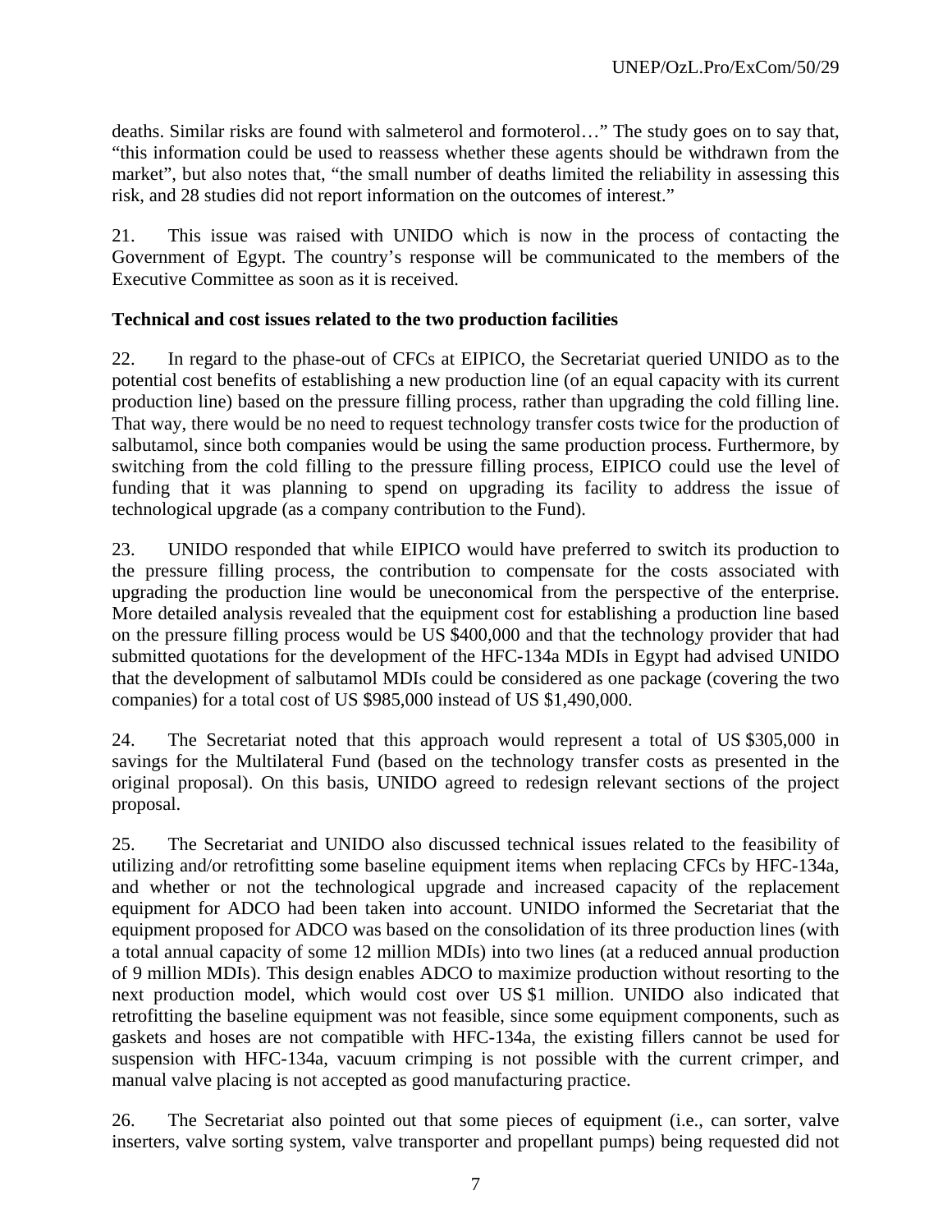deaths. Similar risks are found with salmeterol and formoterol…" The study goes on to say that, "this information could be used to reassess whether these agents should be withdrawn from the market", but also notes that, "the small number of deaths limited the reliability in assessing this risk, and 28 studies did not report information on the outcomes of interest."

21. This issue was raised with UNIDO which is now in the process of contacting the Government of Egypt. The country's response will be communicated to the members of the Executive Committee as soon as it is received.

**Technical and cost issues related to the two production facilities**

22. In regard to the phase-out of CFCs at EIPICO, the Secretariat queried UNIDO as to the potential cost benefits of establishing a new production line (of an equal capacity with its current production line) based on the pressure filling process, rather than upgrading the cold filling line. That way, there would be no need to request technology transfer costs twice for the production of salbutamol, since both companies would be using the same production process. Furthermore, by switching from the cold filling to the pressure filling process, EIPICO could use the level of funding that it was planning to spend on upgrading its facility to address the issue of technological upgrade (as a company contribution to the Fund).

23. UNIDO responded that while EIPICO would have preferred to switch its production to the pressure filling process, the contribution to compensate for the costs associated with upgrading the production line would be uneconomical from the perspective of the enterprise. More detailed analysis revealed that the equipment cost for establishing a production line based on the pressure filling process would be US $400,000 and that the technology provider that had submitted quotations for the development of the HFC-134a MDIs in Egypt had advised UNIDO that the development of salbutamol MDIs could be considered as one package (covering the two companies) for a total cost of US $985,000 instead of US $1,490,000.

24. The Secretariat noted that this approach would represent a total of US $305,000 in savings for the Multilateral Fund (based on the technology transfer costs as presented in the original proposal). On this basis, UNIDO agreed to redesign relevant sections of the project proposal.

25. The Secretariat and UNIDO also discussed technical issues related to the feasibility of utilizing and/or retrofitting some baseline equipment items when replacing CFCs by HFC-134a, and whether or not the technological upgrade and increased capacity of the replacement equipment for ADCO had been taken into account. UNIDO informed the Secretariat that the equipment proposed for ADCO was based on the consolidation of its three production lines (with a total annual capacity of some 12 million MDIs) into two lines (at a reduced annual production of 9 million MDIs). This design enables ADCO to maximize production without resorting to the next production model, which would cost over US $1 million. UNIDO also indicated that retrofitting the baseline equipment was not feasible, since some equipment components, such as gaskets and hoses are not compatible with HFC-134a, the existing fillers cannot be used for suspension with HFC-134a, vacuum crimping is not possible with the current crimper, and manual valve placing is not accepted as good manufacturing practice.

26. The Secretariat also pointed out that some pieces of equipment (i.e., can sorter, valve inserters, valve sorting system, valve transporter and propellant pumps) being requested did not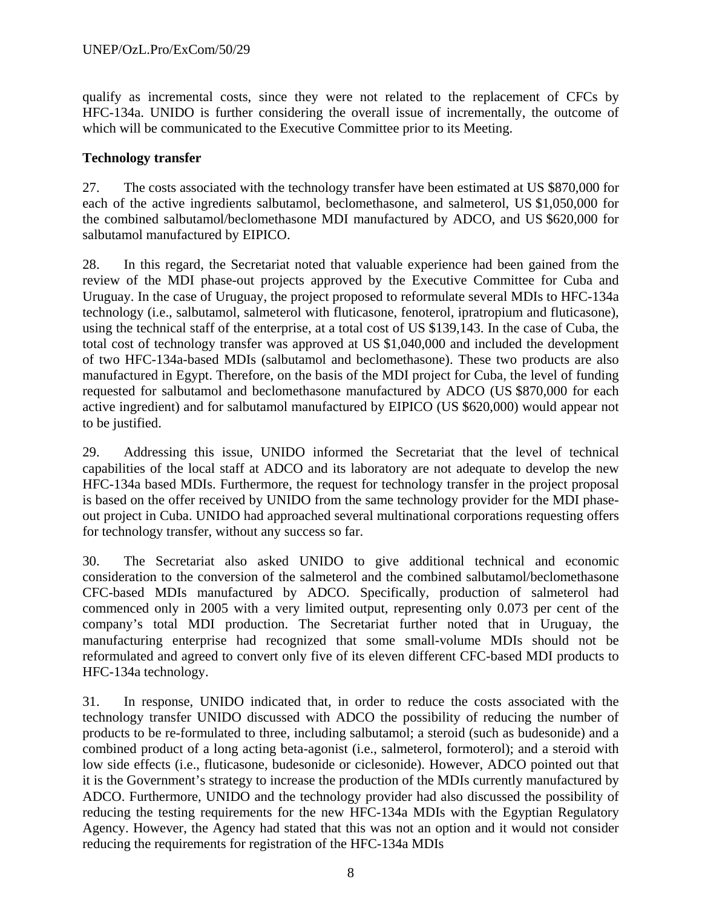qualify as incremental costs, since they were not related to the replacement of CFCs by HFC-134a. UNIDO is further considering the overall issue of incrementally, the outcome of which will be communicated to the Executive Committee prior to its Meeting.

**Technology transfer**

27. The costs associated with the technology transfer have been estimated at US $870,000 for each of the active ingredients salbutamol, beclomethasone, and salmeterol, US $1,050,000 for the combined salbutamol/beclomethasone MDI manufactured by ADCO, and US $620,000 for salbutamol manufactured by EIPICO.

28. In this regard, the Secretariat noted that valuable experience had been gained from the review of the MDI phase-out projects approved by the Executive Committee for Cuba and Uruguay. In the case of Uruguay, the project proposed to reformulate several MDIs to HFC-134a technology (i.e., salbutamol, salmeterol with fluticasone, fenoterol, ipratropium and fluticasone), using the technical staff of the enterprise, at a total cost of US $139,143. In the case of Cuba, the total cost of technology transfer was approved at US $1,040,000 and included the development of two HFC-134a-based MDIs (salbutamol and beclomethasone). These two products are also manufactured in Egypt. Therefore, on the basis of the MDI project for Cuba, the level of funding requested for salbutamol and beclomethasone manufactured by ADCO (US $870,000 for each active ingredient) and for salbutamol manufactured by EIPICO (US $620,000) would appear not to be justified.

29. Addressing this issue, UNIDO informed the Secretariat that the level of technical capabilities of the local staff at ADCO and its laboratory are not adequate to develop the new HFC-134a based MDIs. Furthermore, the request for technology transfer in the project proposal is based on the offer received by UNIDO from the same technology provider for the MDI phase-out project in Cuba. UNIDO had approached several multinational corporations requesting offers for technology transfer, without any success so far.

30. The Secretariat also asked UNIDO to give additional technical and economic consideration to the conversion of the salmeterol and the combined salbutamol/beclomethasone CFC-based MDIs manufactured by ADCO. Specifically, production of salmeterol had commenced only in 2005 with a very limited output, representing only 0.073 per cent of the company's total MDI production. The Secretariat further noted that in Uruguay, the manufacturing enterprise had recognized that some small-volume MDIs should not be reformulated and agreed to convert only five of its eleven different CFC-based MDI products to HFC-134a technology.

31. In response, UNIDO indicated that, in order to reduce the costs associated with the technology transfer UNIDO discussed with ADCO the possibility of reducing the number of products to be re-formulated to three, including salbutamol; a steroid (such as budesonide) and a combined product of a long acting beta-agonist (i.e., salmeterol, formoterol); and a steroid with low side effects (i.e., fluticasone, budesonide or ciclesonide). However, ADCO pointed out that it is the Government's strategy to increase the production of the MDIs currently manufactured by ADCO. Furthermore, UNIDO and the technology provider had also discussed the possibility of reducing the testing requirements for the new HFC-134a MDIs with the Egyptian Regulatory Agency. However, the Agency had stated that this was not an option and it would not consider reducing the requirements for registration of the HFC-134a MDIs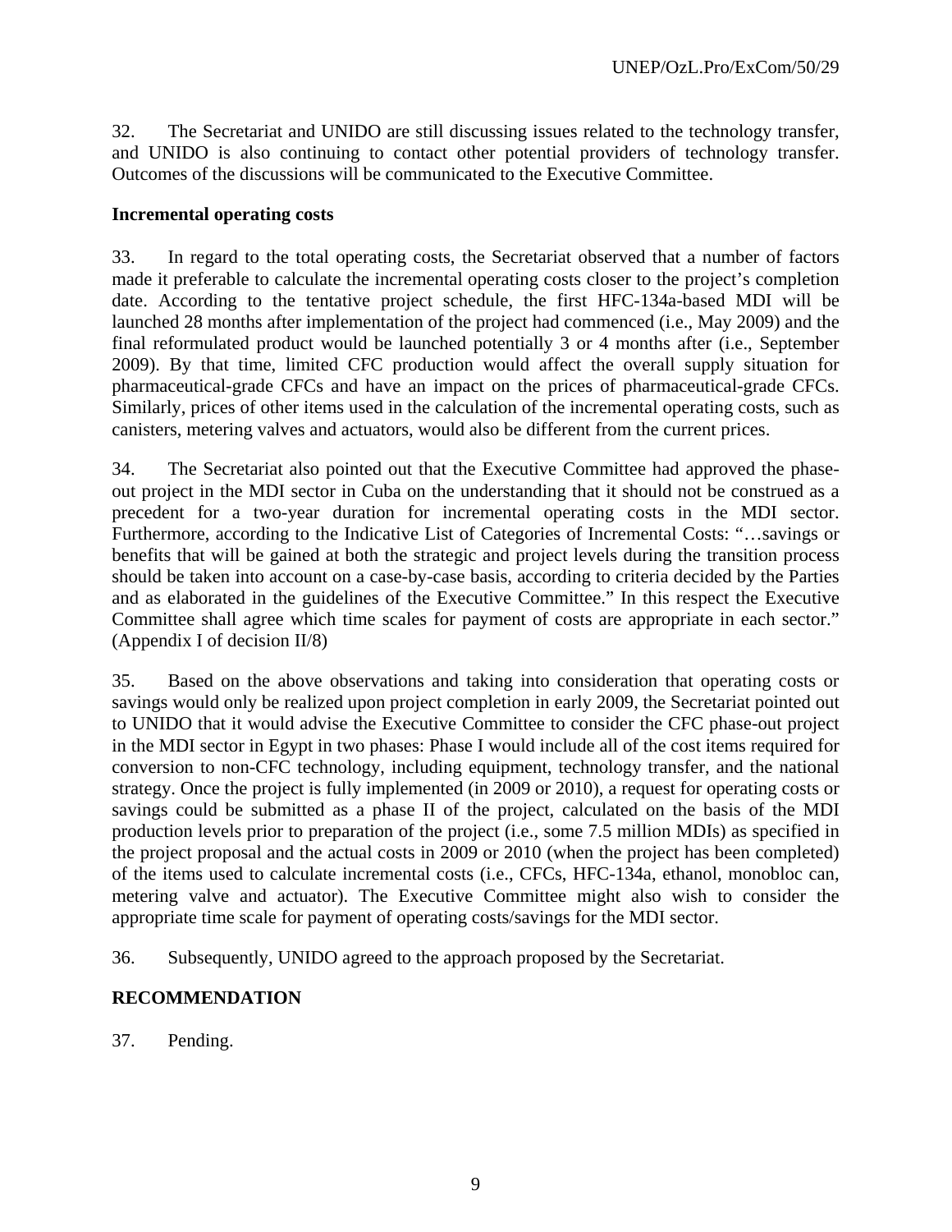32. The Secretariat and UNIDO are still discussing issues related to the technology transfer, and UNIDO is also continuing to contact other potential providers of technology transfer. Outcomes of the discussions will be communicated to the Executive Committee.

**Incremental operating costs**

33. In regard to the total operating costs, the Secretariat observed that a number of factors made it preferable to calculate the incremental operating costs closer to the project's completion date. According to the tentative project schedule, the first HFC-134a-based MDI will be launched 28 months after implementation of the project had commenced (i.e., May 2009) and the final reformulated product would be launched potentially 3 or 4 months after (i.e., September 2009). By that time, limited CFC production would affect the overall supply situation for pharmaceutical-grade CFCs and have an impact on the prices of pharmaceutical-grade CFCs. Similarly, prices of other items used in the calculation of the incremental operating costs, such as canisters, metering valves and actuators, would also be different from the current prices.

34. The Secretariat also pointed out that the Executive Committee had approved the phase-out project in the MDI sector in Cuba on the understanding that it should not be construed as a precedent for a two-year duration for incremental operating costs in the MDI sector. Furthermore, according to the Indicative List of Categories of Incremental Costs: "…savings or benefits that will be gained at both the strategic and project levels during the transition process should be taken into account on a case-by-case basis, according to criteria decided by the Parties and as elaborated in the guidelines of the Executive Committee." In this respect the Executive Committee shall agree which time scales for payment of costs are appropriate in each sector." (Appendix I of decision II/8)

35. Based on the above observations and taking into consideration that operating costs or savings would only be realized upon project completion in early 2009, the Secretariat pointed out to UNIDO that it would advise the Executive Committee to consider the CFC phase-out project in the MDI sector in Egypt in two phases: Phase I would include all of the cost items required for conversion to non-CFC technology, including equipment, technology transfer, and the national strategy. Once the project is fully implemented (in 2009 or 2010), a request for operating costs or savings could be submitted as a phase II of the project, calculated on the basis of the MDI production levels prior to preparation of the project (i.e., some 7.5 million MDIs) as specified in the project proposal and the actual costs in 2009 or 2010 (when the project has been completed) of the items used to calculate incremental costs (i.e., CFCs, HFC-134a, ethanol, monobloc can, metering valve and actuator). The Executive Committee might also wish to consider the appropriate time scale for payment of operating costs/savings for the MDI sector.

36. Subsequently, UNIDO agreed to the approach proposed by the Secretariat.

**RECOMMENDATION**

37. Pending.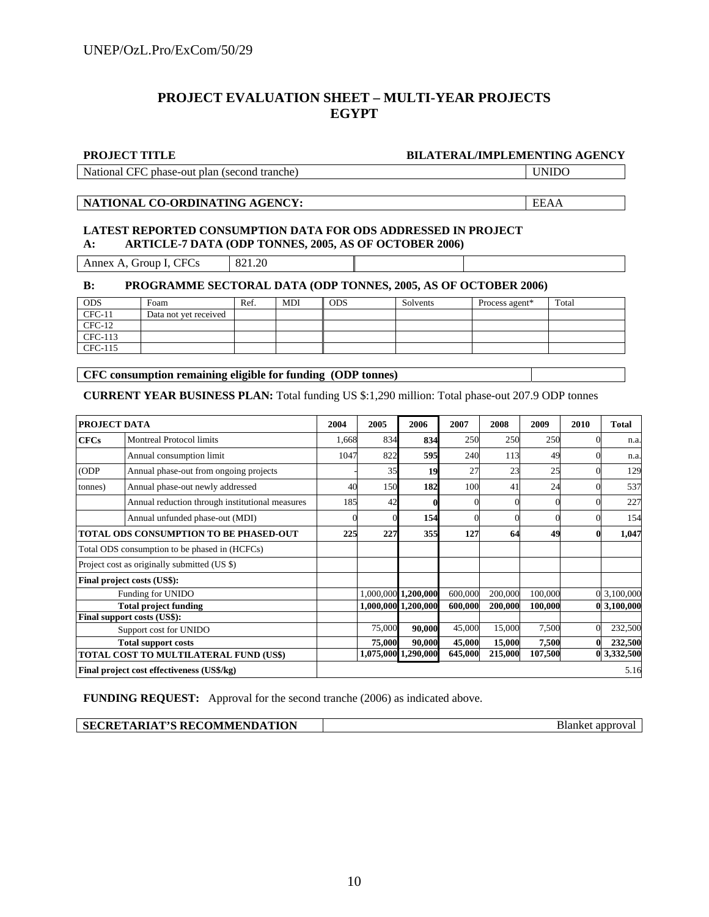## PROJECT EVALUATION SHEET – MULTI-YEAR PROJECTS
## EGYPT

| PROJECT TITLE | BILATERAL/IMPLEMENTING AGENCY |
|---|---|
| National CFC phase-out plan (second tranche) | UNIDO |

| NATIONAL CO-ORDINATING AGENCY: | EEAA |
|---|---|

**LATEST REPORTED CONSUMPTION DATA FOR ODS ADDRESSED IN PROJECT**
**A: ARTICLE-7 DATA (ODP TONNES, 2005, AS OF OCTOBER 2006)**

| Annex A, Group I, CFCs | 821.20 | | |
|---|---|---|---|

**B: PROGRAMME SECTORAL DATA (ODP TONNES, 2005, AS OF OCTOBER 2006)**

| ODS | Foam | Ref. | MDI | ODS | Solvents | Process agent* | Total |
|---|---|---|---|---|---|---|---|
| CFC-11 | Data not yet received | | | | | | |
| CFC-12 | | | | | | | |
| CFC-113 | | | | | | | |
| CFC-115 | | | | | | | |

| CFC consumption remaining eligible for funding (ODP tonnes) | |
|---|---|

**CURRENT YEAR BUSINESS PLAN:** Total funding US $:1,290 million: Total phase-out 207.9 ODP tonnes

| PROJECT DATA | | 2004 | 2005 | 2006 | 2007 | 2008 | 2009 | 2010 | Total |
|---|---|---|---|---|---|---|---|---|---|
| **CFCs** | Montreal Protocol limits | 1,668 | 834 | **834** | 250 | 250 | 250 | 0 | n.a. |
| | Annual consumption limit | 1047 | 822 | **595** | 240 | 113 | 49 | 0 | n.a. |
| (ODP | Annual phase-out from ongoing projects | - | 35 | **19** | 27 | 23 | 25 | 0 | 129 |
| tonnes) | Annual phase-out newly addressed | 40 | 150 | **182** | 100 | 41 | 24 | 0 | 537 |
| | Annual reduction through institutional measures | 185 | 42 | **0** | 0 | 0 | 0 | 0 | 227 |
| | Annual unfunded phase-out (MDI) | 0 | 0 | **154** | 0 | 0 | 0 | 0 | 154 |
| **TOTAL ODS CONSUMPTION TO BE PHASED-OUT** | | **225** | **227** | **355** | **127** | **64** | **49** | **0** | **1,047** |
| Total ODS consumption to be phased in (HCFCs) | | | | | | | | | |
| Project cost as originally submitted (US $) | | | | | | | | | |
| **Final project costs (US$):** | | | | | | | | | |
| Funding for UNIDO | | | 1,000,000 | **1,200,000** | 600,000 | 200,000 | 100,000 | 0 | 3,100,000 |
| **Total project funding** | | | **1,000,000** | **1,200,000** | **600,000** | **200,000** | **100,000** | **0** | **3,100,000** |
| **Final support costs (US$):** | | | | | | | | | |
| Support cost for UNIDO | | | 75,000 | **90,000** | 45,000 | 15,000 | 7,500 | 0 | 232,500 |
| **Total support costs** | | | **75,000** | **90,000** | **45,000** | **15,000** | **7,500** | **0** | **232,500** |
| **TOTAL COST TO MULTILATERAL FUND (US$)** | | | **1,075,000** | **1,290,000** | **645,000** | **215,000** | **107,500** | **0** | **3,332,500** |
| **Final project cost effectiveness (US$/kg)** | | | | | | | | | 5.16 |

**FUNDING REQUEST:** Approval for the second tranche (2006) as indicated above.

| SECRETARIAT'S RECOMMENDATION | Blanket approval |
|---|---|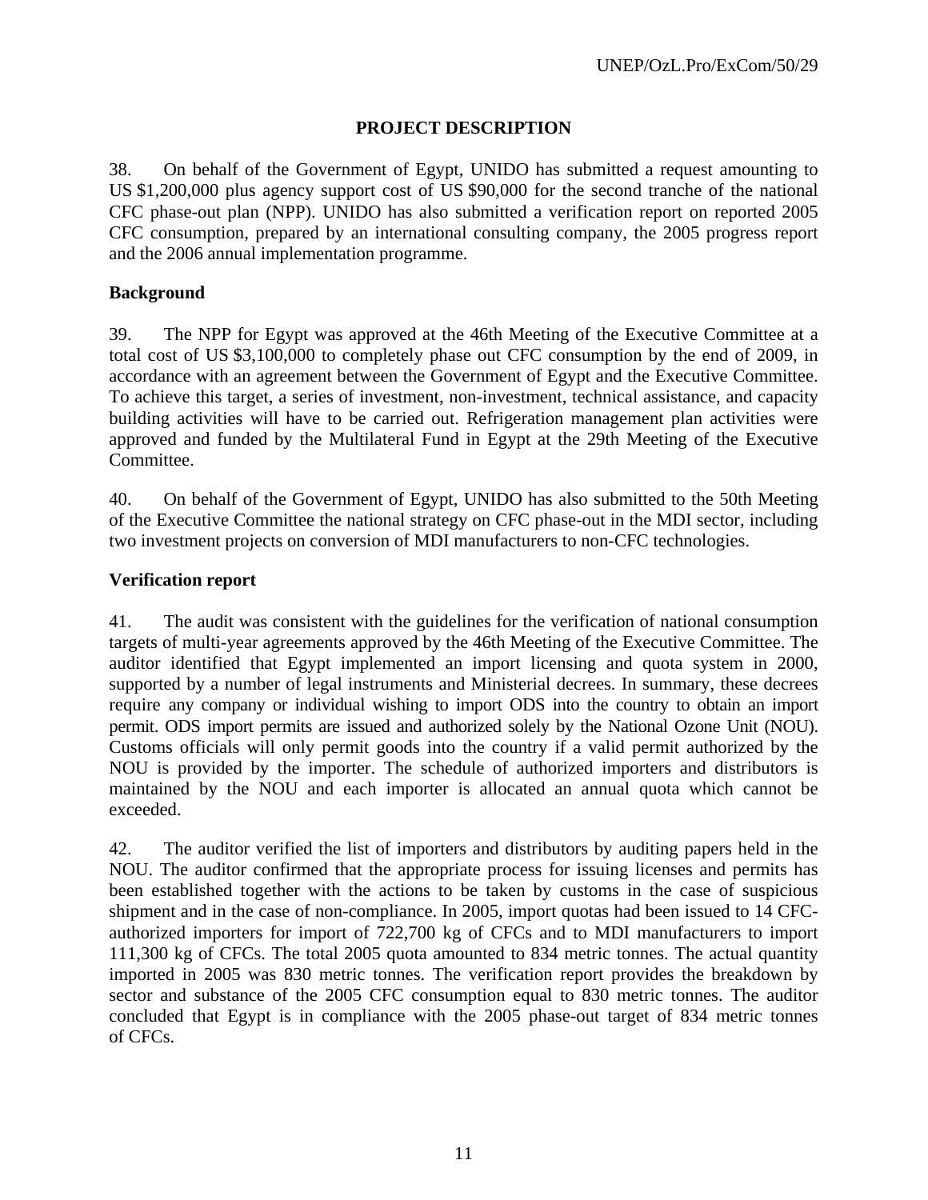## PROJECT DESCRIPTION

38. On behalf of the Government of Egypt, UNIDO has submitted a request amounting to US $1,200,000 plus agency support cost of US $90,000 for the second tranche of the national CFC phase-out plan (NPP). UNIDO has also submitted a verification report on reported 2005 CFC consumption, prepared by an international consulting company, the 2005 progress report and the 2006 annual implementation programme.

### Background

39. The NPP for Egypt was approved at the 46th Meeting of the Executive Committee at a total cost of US $3,100,000 to completely phase out CFC consumption by the end of 2009, in accordance with an agreement between the Government of Egypt and the Executive Committee. To achieve this target, a series of investment, non-investment, technical assistance, and capacity building activities will have to be carried out. Refrigeration management plan activities were approved and funded by the Multilateral Fund in Egypt at the 29th Meeting of the Executive Committee.

40. On behalf of the Government of Egypt, UNIDO has also submitted to the 50th Meeting of the Executive Committee the national strategy on CFC phase-out in the MDI sector, including two investment projects on conversion of MDI manufacturers to non-CFC technologies.

### Verification report

41. The audit was consistent with the guidelines for the verification of national consumption targets of multi-year agreements approved by the 46th Meeting of the Executive Committee. The auditor identified that Egypt implemented an import licensing and quota system in 2000, supported by a number of legal instruments and Ministerial decrees. In summary, these decrees require any company or individual wishing to import ODS into the country to obtain an import permit. ODS import permits are issued and authorized solely by the National Ozone Unit (NOU). Customs officials will only permit goods into the country if a valid permit authorized by the NOU is provided by the importer. The schedule of authorized importers and distributors is maintained by the NOU and each importer is allocated an annual quota which cannot be exceeded.

42. The auditor verified the list of importers and distributors by auditing papers held in the NOU. The auditor confirmed that the appropriate process for issuing licenses and permits has been established together with the actions to be taken by customs in the case of suspicious shipment and in the case of non-compliance. In 2005, import quotas had been issued to 14 CFC-authorized importers for import of 722,700 kg of CFCs and to MDI manufacturers to import 111,300 kg of CFCs. The total 2005 quota amounted to 834 metric tonnes. The actual quantity imported in 2005 was 830 metric tonnes. The verification report provides the breakdown by sector and substance of the 2005 CFC consumption equal to 830 metric tonnes. The auditor concluded that Egypt is in compliance with the 2005 phase-out target of 834 metric tonnes of CFCs.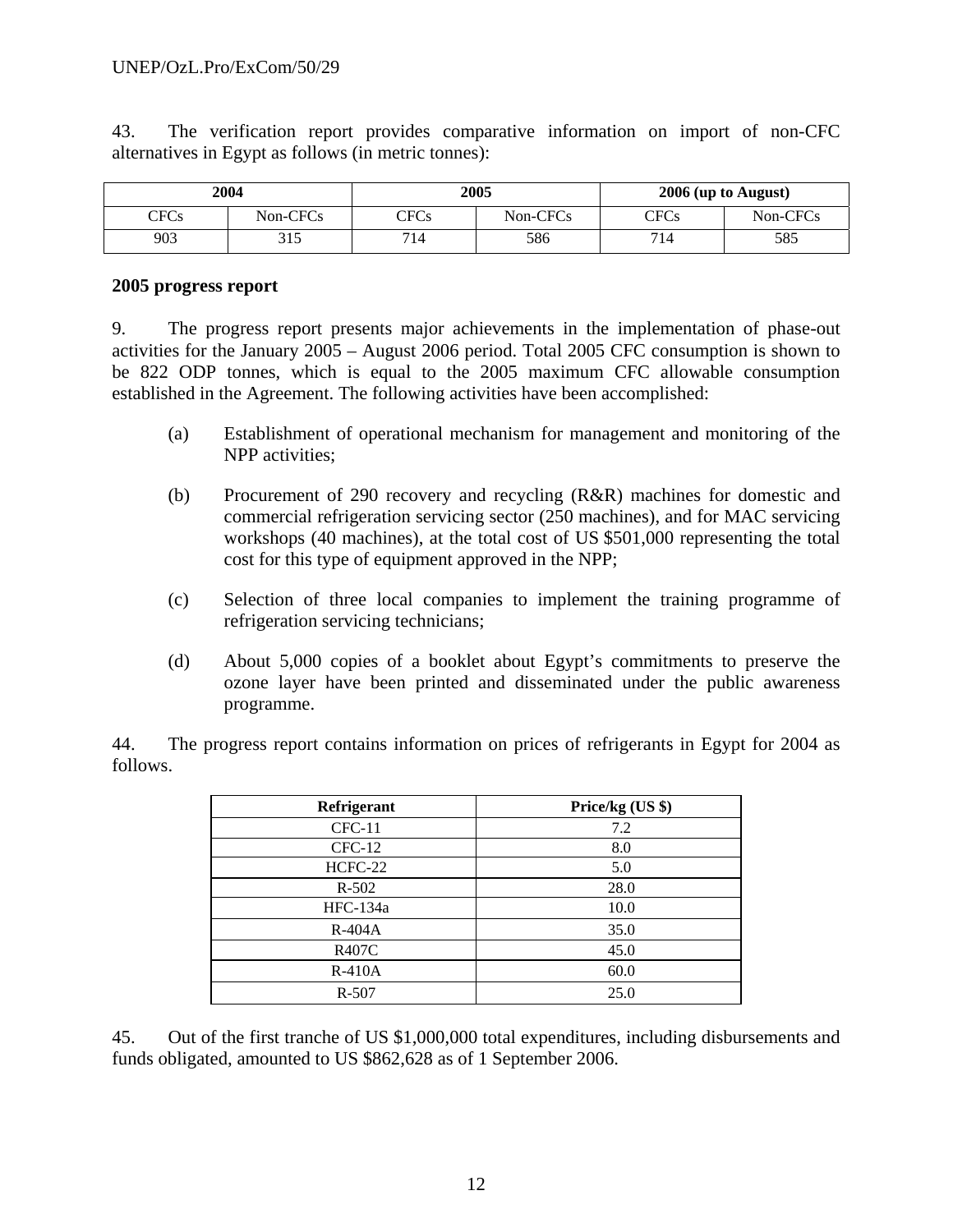43. The verification report provides comparative information on import of non-CFC alternatives in Egypt as follows (in metric tonnes):

| 2004 | | 2005 | | 2006 (up to August) | |
|---|---|---|---|---|---|
| CFCs | Non-CFCs | CFCs | Non-CFCs | CFCs | Non-CFCs |
| 903 | 315 | 714 | 586 | 714 | 585 |

**2005 progress report**

9. The progress report presents major achievements in the implementation of phase-out activities for the January 2005 – August 2006 period. Total 2005 CFC consumption is shown to be 822 ODP tonnes, which is equal to the 2005 maximum CFC allowable consumption established in the Agreement. The following activities have been accomplished:

(a) Establishment of operational mechanism for management and monitoring of the NPP activities;

(b) Procurement of 290 recovery and recycling (R&R) machines for domestic and commercial refrigeration servicing sector (250 machines), and for MAC servicing workshops (40 machines), at the total cost of US $501,000 representing the total cost for this type of equipment approved in the NPP;

(c) Selection of three local companies to implement the training programme of refrigeration servicing technicians;

(d) About 5,000 copies of a booklet about Egypt's commitments to preserve the ozone layer have been printed and disseminated under the public awareness programme.

44. The progress report contains information on prices of refrigerants in Egypt for 2004 as follows.

| Refrigerant | Price/kg (US $) |
|---|---|
| CFC-11 | 7.2 |
| CFC-12 | 8.0 |
| HCFC-22 | 5.0 |
| R-502 | 28.0 |
| HFC-134a | 10.0 |
| R-404A | 35.0 |
| R407C | 45.0 |
| R-410A | 60.0 |
| R-507 | 25.0 |

45. Out of the first tranche of US $1,000,000 total expenditures, including disbursements and funds obligated, amounted to US $862,628 as of 1 September 2006.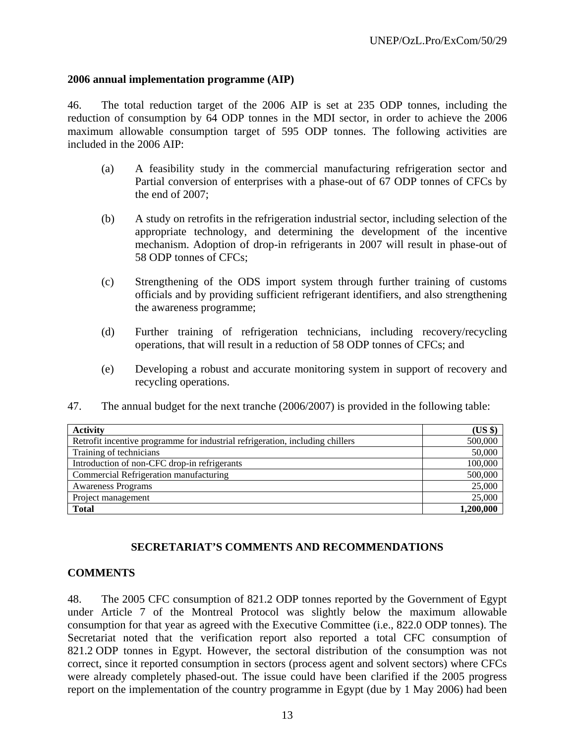**2006 annual implementation programme (AIP)**

46. The total reduction target of the 2006 AIP is set at 235 ODP tonnes, including the reduction of consumption by 64 ODP tonnes in the MDI sector, in order to achieve the 2006 maximum allowable consumption target of 595 ODP tonnes. The following activities are included in the 2006 AIP:

(a) A feasibility study in the commercial manufacturing refrigeration sector and Partial conversion of enterprises with a phase-out of 67 ODP tonnes of CFCs by the end of 2007;

(b) A study on retrofits in the refrigeration industrial sector, including selection of the appropriate technology, and determining the development of the incentive mechanism. Adoption of drop-in refrigerants in 2007 will result in phase-out of 58 ODP tonnes of CFCs;

(c) Strengthening of the ODS import system through further training of customs officials and by providing sufficient refrigerant identifiers, and also strengthening the awareness programme;

(d) Further training of refrigeration technicians, including recovery/recycling operations, that will result in a reduction of 58 ODP tonnes of CFCs; and

(e) Developing a robust and accurate monitoring system in support of recovery and recycling operations.

47. The annual budget for the next tranche (2006/2007) is provided in the following table:

| **Activity** | **(US $)** |
|---|---:|
| Retrofit incentive programme for industrial refrigeration, including chillers | 500,000 |
| Training of technicians | 50,000 |
| Introduction of non-CFC drop-in refrigerants | 100,000 |
| Commercial Refrigeration manufacturing | 500,000 |
| Awareness Programs | 25,000 |
| Project management | 25,000 |
| **Total** | **1,200,000** |

## SECRETARIAT'S COMMENTS AND RECOMMENDATIONS

### COMMENTS

48. The 2005 CFC consumption of 821.2 ODP tonnes reported by the Government of Egypt under Article 7 of the Montreal Protocol was slightly below the maximum allowable consumption for that year as agreed with the Executive Committee (i.e., 822.0 ODP tonnes). The Secretariat noted that the verification report also reported a total CFC consumption of 821.2 ODP tonnes in Egypt. However, the sectoral distribution of the consumption was not correct, since it reported consumption in sectors (process agent and solvent sectors) where CFCs were already completely phased-out. The issue could have been clarified if the 2005 progress report on the implementation of the country programme in Egypt (due by 1 May 2006) had been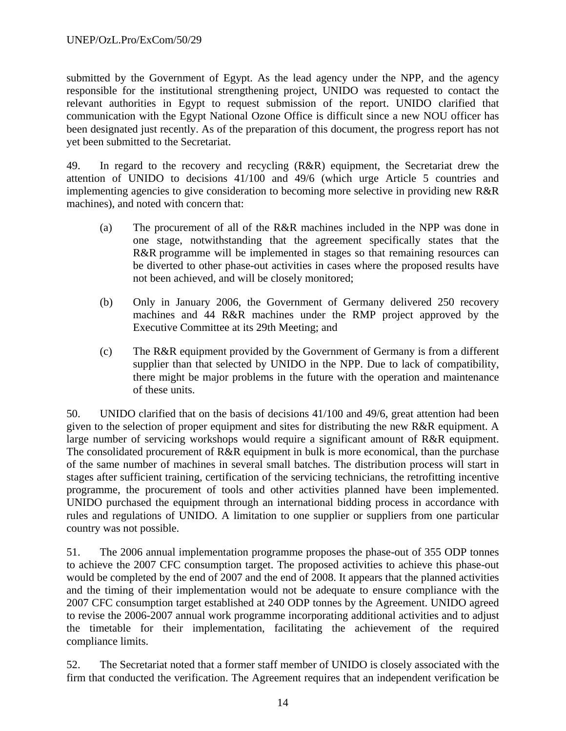submitted by the Government of Egypt. As the lead agency under the NPP, and the agency responsible for the institutional strengthening project, UNIDO was requested to contact the relevant authorities in Egypt to request submission of the report. UNIDO clarified that communication with the Egypt National Ozone Office is difficult since a new NOU officer has been designated just recently. As of the preparation of this document, the progress report has not yet been submitted to the Secretariat.

49. In regard to the recovery and recycling (R&R) equipment, the Secretariat drew the attention of UNIDO to decisions 41/100 and 49/6 (which urge Article 5 countries and implementing agencies to give consideration to becoming more selective in providing new R&R machines), and noted with concern that:

(a) The procurement of all of the R&R machines included in the NPP was done in one stage, notwithstanding that the agreement specifically states that the R&R programme will be implemented in stages so that remaining resources can be diverted to other phase-out activities in cases where the proposed results have not been achieved, and will be closely monitored;

(b) Only in January 2006, the Government of Germany delivered 250 recovery machines and 44 R&R machines under the RMP project approved by the Executive Committee at its 29th Meeting; and

(c) The R&R equipment provided by the Government of Germany is from a different supplier than that selected by UNIDO in the NPP. Due to lack of compatibility, there might be major problems in the future with the operation and maintenance of these units.

50. UNIDO clarified that on the basis of decisions 41/100 and 49/6, great attention had been given to the selection of proper equipment and sites for distributing the new R&R equipment. A large number of servicing workshops would require a significant amount of R&R equipment. The consolidated procurement of R&R equipment in bulk is more economical, than the purchase of the same number of machines in several small batches. The distribution process will start in stages after sufficient training, certification of the servicing technicians, the retrofitting incentive programme, the procurement of tools and other activities planned have been implemented. UNIDO purchased the equipment through an international bidding process in accordance with rules and regulations of UNIDO. A limitation to one supplier or suppliers from one particular country was not possible.

51. The 2006 annual implementation programme proposes the phase-out of 355 ODP tonnes to achieve the 2007 CFC consumption target. The proposed activities to achieve this phase-out would be completed by the end of 2007 and the end of 2008. It appears that the planned activities and the timing of their implementation would not be adequate to ensure compliance with the 2007 CFC consumption target established at 240 ODP tonnes by the Agreement. UNIDO agreed to revise the 2006-2007 annual work programme incorporating additional activities and to adjust the timetable for their implementation, facilitating the achievement of the required compliance limits.

52. The Secretariat noted that a former staff member of UNIDO is closely associated with the firm that conducted the verification. The Agreement requires that an independent verification be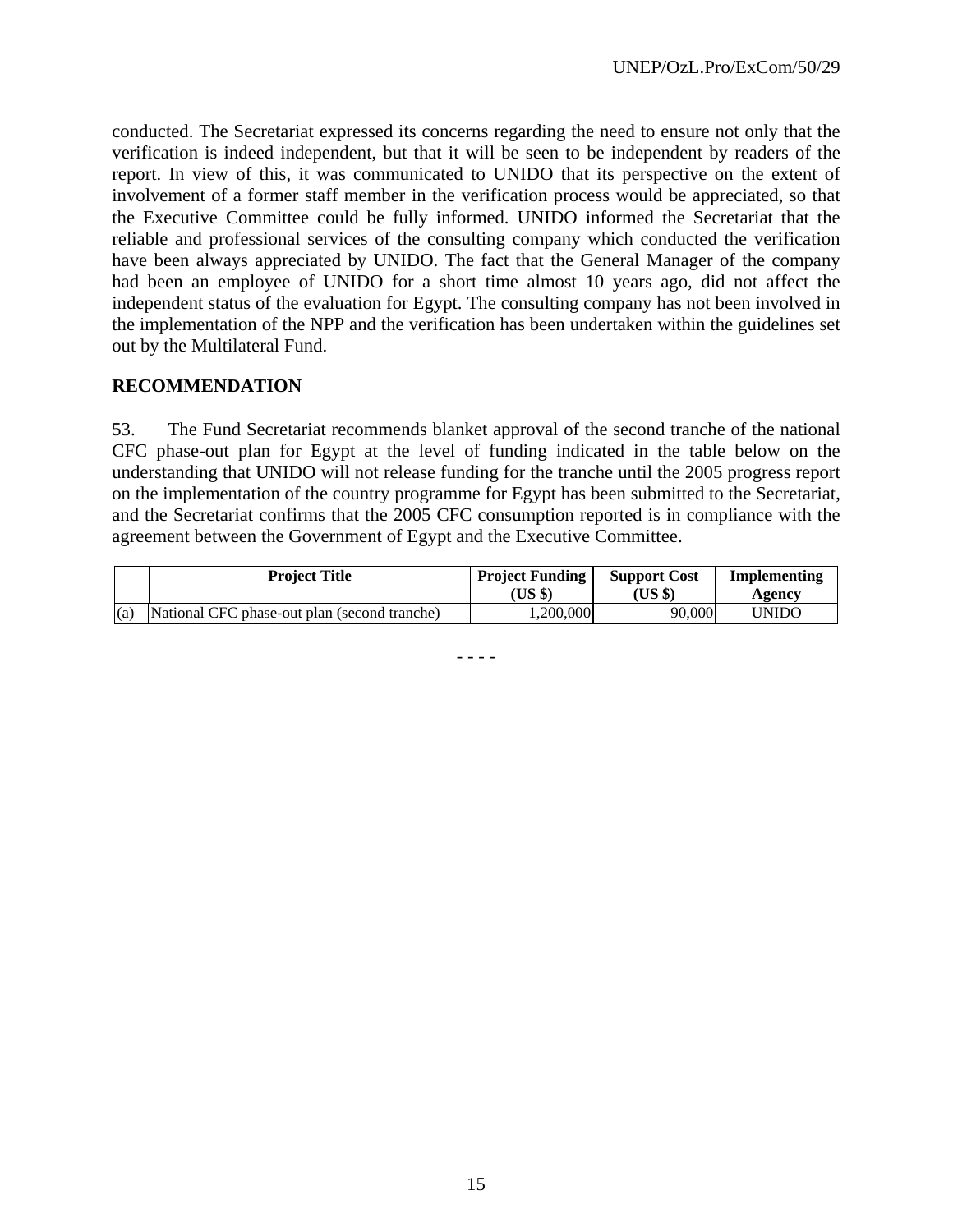conducted. The Secretariat expressed its concerns regarding the need to ensure not only that the verification is indeed independent, but that it will be seen to be independent by readers of the report. In view of this, it was communicated to UNIDO that its perspective on the extent of involvement of a former staff member in the verification process would be appreciated, so that the Executive Committee could be fully informed. UNIDO informed the Secretariat that the reliable and professional services of the consulting company which conducted the verification have been always appreciated by UNIDO. The fact that the General Manager of the company had been an employee of UNIDO for a short time almost 10 years ago, did not affect the independent status of the evaluation for Egypt. The consulting company has not been involved in the implementation of the NPP and the verification has been undertaken within the guidelines set out by the Multilateral Fund.

## RECOMMENDATION

53. The Fund Secretariat recommends blanket approval of the second tranche of the national CFC phase-out plan for Egypt at the level of funding indicated in the table below on the understanding that UNIDO will not release funding for the tranche until the 2005 progress report on the implementation of the country programme for Egypt has been submitted to the Secretariat, and the Secretariat confirms that the 2005 CFC consumption reported is in compliance with the agreement between the Government of Egypt and the Executive Committee.

| | Project Title | Project Funding (US $) | Support Cost (US $) | Implementing Agency |
|---|---|---|---|---|
| (a) | National CFC phase-out plan (second tranche) | 1,200,000 | 90,000 | UNIDO |

- - - -